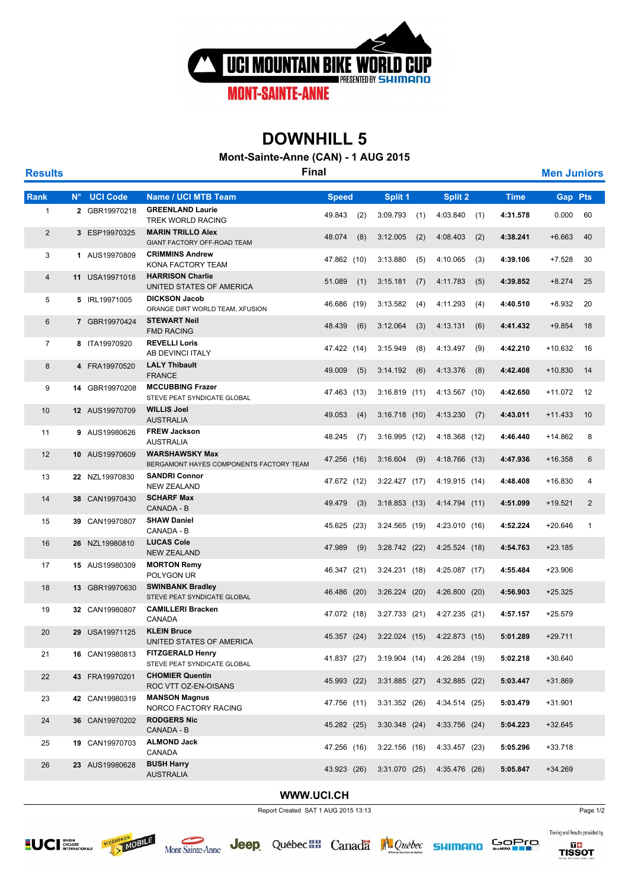# UCI MOUNTAIN BIKE WORLD CUP

PRESENTED BY SHIMANO

MONT-SAINTE-ANNE

## DOWNHILL 5

**Mont-Sainte-Anne (CAN) - 1 AUG 2015**

**Results** — **Final** — **Men Juniors**

| Rank | N° | UCI Code | Name / UCI MTB Team | Speed | | Split 1 | | Split 2 | | Time | Gap | Pts |
|---|---|---|---|---|---|---|---|---|---|---|---|---|
| 1 | 2 | GBR19970218 | **GREENLAND Laurie** TREK WORLD RACING | 49.843 | (2) | 3:09.793 | (1) | 4:03.840 | (1) | **4:31.578** | 0.000 | 60 |
| 2 | 3 | ESP19970325 | **MARIN TRILLO Alex** GIANT FACTORY OFF-ROAD TEAM | 48.074 | (8) | 3:12.005 | (2) | 4:08.403 | (2) | **4:38.241** | +6.663 | 40 |
| 3 | 1 | AUS19970809 | **CRIMMINS Andrew** KONA FACTORY TEAM | 47.862 | (10) | 3:13.880 | (5) | 4:10.065 | (3) | **4:39.106** | +7.528 | 30 |
| 4 | 11 | USA19971018 | **HARRISON Charlie** UNITED STATES OF AMERICA | 51.089 | (1) | 3:15.181 | (7) | 4:11.783 | (5) | **4:39.852** | +8.274 | 25 |
| 5 | 5 | IRL19971005 | **DICKSON Jacob** ORANGE DIRT WORLD TEAM, XFUSION | 46.686 | (19) | 3:13.582 | (4) | 4:11.293 | (4) | **4:40.510** | +8.932 | 20 |
| 6 | 7 | GBR19970424 | **STEWART Neil** FMD RACING | 48.439 | (6) | 3:12.064 | (3) | 4:13.131 | (6) | **4:41.432** | +9.854 | 18 |
| 7 | 8 | ITA19970920 | **REVELLI Loris** AB DEVINCI ITALY | 47.422 | (14) | 3:15.949 | (8) | 4:13.497 | (9) | **4:42.210** | +10.632 | 16 |
| 8 | 4 | FRA19970520 | **LALY Thibault** FRANCE | 49.009 | (5) | 3:14.192 | (6) | 4:13.376 | (8) | **4:42.408** | +10.830 | 14 |
| 9 | 14 | GBR19970208 | **MCCUBBING Frazer** STEVE PEAT SYNDICATE GLOBAL | 47.463 | (13) | 3:16.819 | (11) | 4:13.567 | (10) | **4:42.650** | +11.072 | 12 |
| 10 | 12 | AUS19970709 | **WILLIS Joel** AUSTRALIA | 49.053 | (4) | 3:16.718 | (10) | 4:13.230 | (7) | **4:43.011** | +11.433 | 10 |
| 11 | 9 | AUS19980626 | **FREW Jackson** AUSTRALIA | 48.245 | (7) | 3:16.995 | (12) | 4:18.368 | (12) | **4:46.440** | +14.862 | 8 |
| 12 | 10 | AUS19970609 | **WARSHAWSKY Max** BERGAMONT HAYES COMPONENTS FACTORY TEAM | 47.256 | (16) | 3:16.604 | (9) | 4:18.766 | (13) | **4:47.936** | +16.358 | 6 |
| 13 | 22 | NZL19970830 | **SANDRI Connor** NEW ZEALAND | 47.672 | (12) | 3:22.427 | (17) | 4:19.915 | (14) | **4:48.408** | +16.830 | 4 |
| 14 | 38 | CAN19970430 | **SCHARF Max** CANADA - B | 49.479 | (3) | 3:18.853 | (13) | 4:14.794 | (11) | **4:51.099** | +19.521 | 2 |
| 15 | 39 | CAN19970807 | **SHAW Daniel** CANADA - B | 45.625 | (23) | 3:24.565 | (19) | 4:23.010 | (16) | **4:52.224** | +20.646 | 1 |
| 16 | 26 | NZL19980810 | **LUCAS Cole** NEW ZEALAND | 47.989 | (9) | 3:28.742 | (22) | 4:25.524 | (18) | **4:54.763** | +23.185 | |
| 17 | 15 | AUS19980309 | **MORTON Remy** POLYGON UR | 46.347 | (21) | 3:24.231 | (18) | 4:25.087 | (17) | **4:55.484** | +23.906 | |
| 18 | 13 | GBR19970630 | **SWINBANK Bradley** STEVE PEAT SYNDICATE GLOBAL | 46.486 | (20) | 3:26.224 | (20) | 4:26.800 | (20) | **4:56.903** | +25.325 | |
| 19 | 32 | CAN19980807 | **CAMILLERI Bracken** CANADA | 47.072 | (18) | 3:27.733 | (21) | 4:27.235 | (21) | **4:57.157** | +25.579 | |
| 20 | 29 | USA19971125 | **KLEIN Bruce** UNITED STATES OF AMERICA | 45.357 | (24) | 3:22.024 | (15) | 4:22.873 | (15) | **5:01.289** | +29.711 | |
| 21 | 16 | CAN19980813 | **FITZGERALD Henry** STEVE PEAT SYNDICATE GLOBAL | 41.837 | (27) | 3:19.904 | (14) | 4:26.284 | (19) | **5:02.218** | +30.640 | |
| 22 | 43 | FRA19970201 | **CHOMIER Quentin** ROC VTT OZ-EN-OISANS | 45.993 | (22) | 3:31.885 | (27) | 4:32.885 | (22) | **5:03.447** | +31.869 | |
| 23 | 42 | CAN19980319 | **MANSON Magnus** NORCO FACTORY RACING | 47.756 | (11) | 3:31.352 | (26) | 4:34.514 | (25) | **5:03.479** | +31.901 | |
| 24 | 36 | CAN19970202 | **RODGERS Nic** CANADA - B | 45.282 | (25) | 3:30.348 | (24) | 4:33.756 | (24) | **5:04.223** | +32.645 | |
| 25 | 19 | CAN19970703 | **ALMOND Jack** CANADA | 47.256 | (16) | 3:22.156 | (16) | 4:33.457 | (23) | **5:05.296** | +33.718 | |
| 26 | 23 | AUS19980628 | **BUSH Harry** AUSTRALIA | 43.923 | (26) | 3:31.070 | (25) | 4:35.476 | (26) | **5:05.847** | +34.269 | |

**WWW.UCI.CH**

Report Created SAT 1 AUG 2015 13:13

Timing and Results provided by TISSOT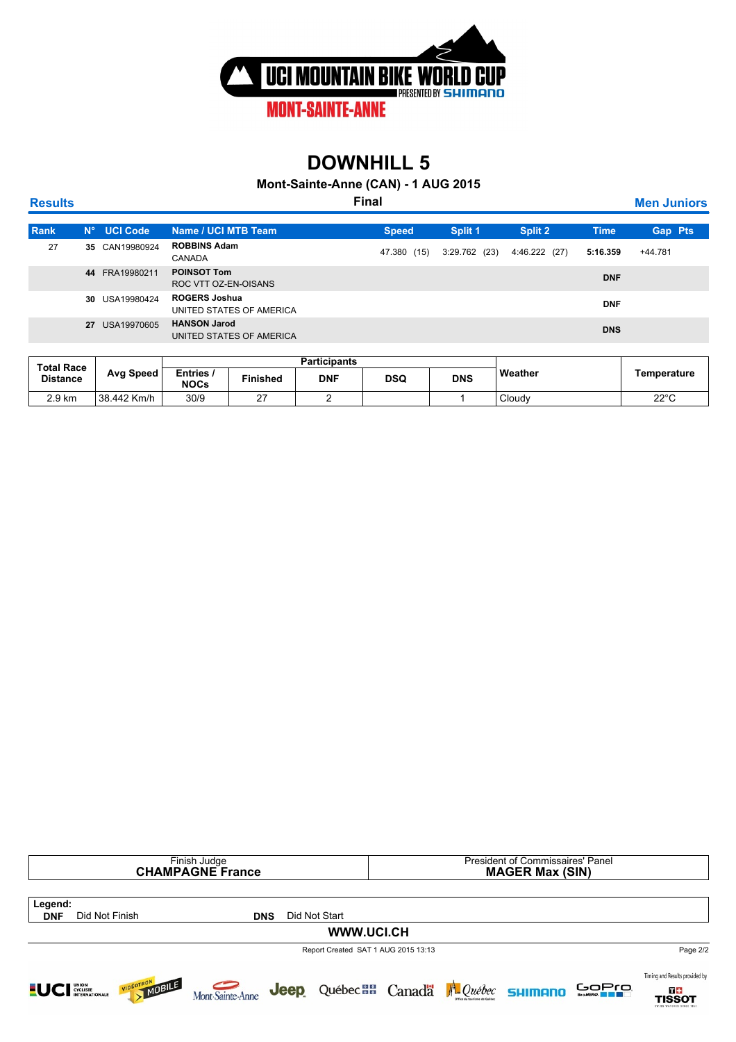# DOWNHILL 5

**Mont-Sainte-Anne (CAN) - 1 AUG 2015**

**Results** — **Final** — **Men Juniors**

| Rank | N° | UCI Code | Name / UCI MTB Team | Speed | Split 1 | Split 2 | Time | Gap | Pts |
|---|---|---|---|---|---|---|---|---|---|
| 27 | 35 | CAN19980924 | **ROBBINS Adam** CANADA | 47.380 (15) | 3:29.762 (23) | 4:46.222 (27) | **5:16.359** | +44.781 | |
| | 44 | FRA19980211 | **POINSOT Tom** ROC VTT OZ-EN-OISANS | | | | **DNF** | | |
| | 30 | USA19980424 | **ROGERS Joshua** UNITED STATES OF AMERICA | | | | **DNF** | | |
| | 27 | USA19970605 | **HANSON Jarod** UNITED STATES OF AMERICA | | | | **DNS** | | |

| Total Race Distance | Avg Speed | Participants | | | | | Weather | Temperature |
|---|---|---|---|---|---|---|---|---|
| | | Entries / NOCs | Finished | DNF | DSQ | DNS | | |
| 2.9 km | 38.442 Km/h | 30/9 | 27 | 2 | | 1 | Cloudy | 22°C |

| Finish Judge | President of Commissaires' Panel |
|---|---|
| **CHAMPAGNE France** | **MAGER Max (SIN)** |

**Legend:**
**DNF** Did Not Finish **DNS** Did Not Start

**WWW.UCI.CH**

Report Created SAT 1 AUG 2015 13:13

Timing and Results provided by TISSOT